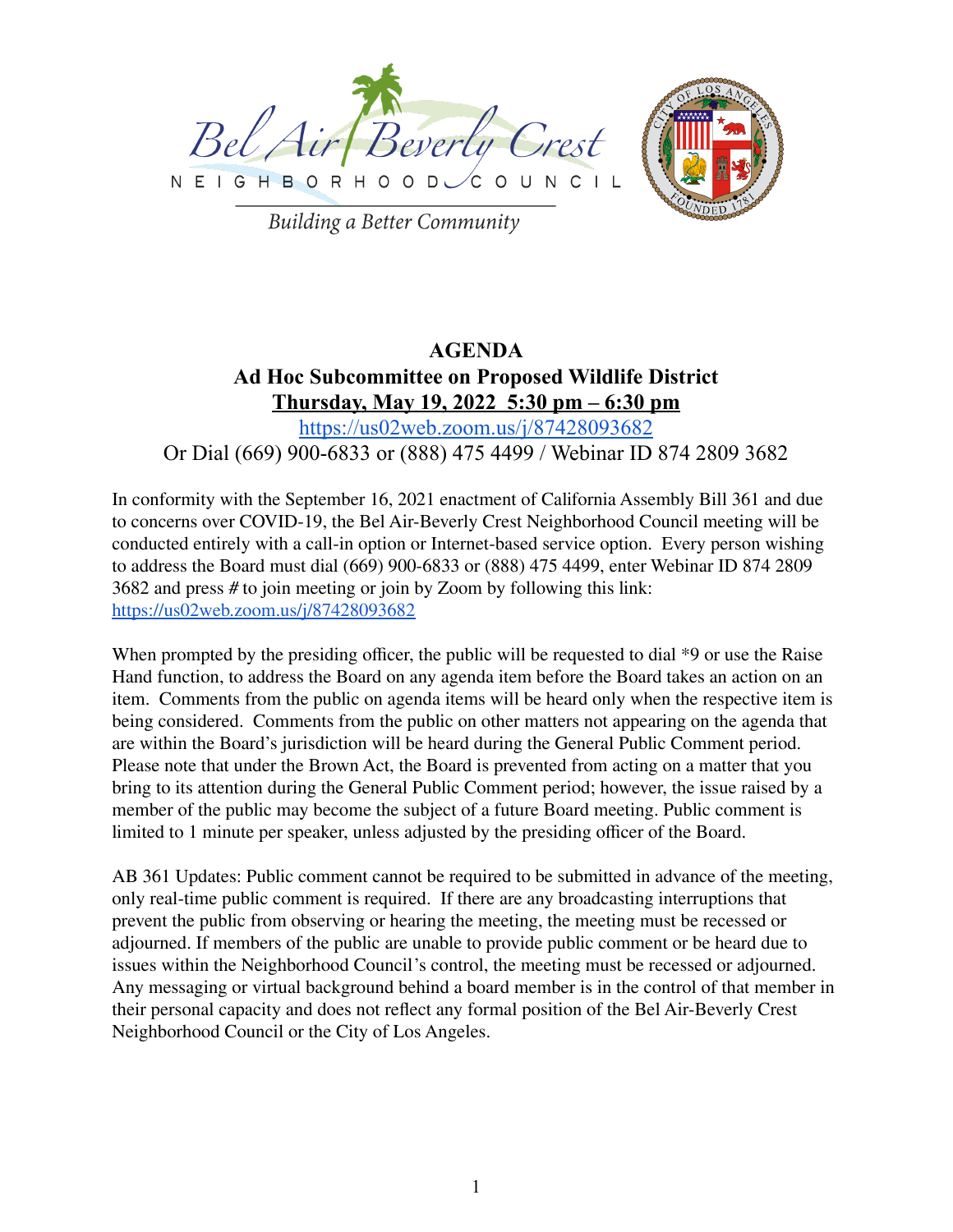Bel Air Beverly Crest
NEIGHBORHOOD COUNCIL
*Building a Better Community*

# AGENDA

## Ad Hoc Subcommittee on Proposed Wildlife District

**Thursday, May 19, 2022 5:30 pm – 6:30 pm**

https://us02web.zoom.us/j/87428093682

Or Dial (669) 900-6833 or (888) 475 4499 / Webinar ID 874 2809 3682

In conformity with the September 16, 2021 enactment of California Assembly Bill 361 and due to concerns over COVID-19, the Bel Air-Beverly Crest Neighborhood Council meeting will be conducted entirely with a call-in option or Internet-based service option. Every person wishing to address the Board must dial (669) 900-6833 or (888) 475 4499, enter Webinar ID 874 2809 3682 and press # to join meeting or join by Zoom by following this link: https://us02web.zoom.us/j/87428093682

When prompted by the presiding officer, the public will be requested to dial *9 or use the Raise Hand function, to address the Board on any agenda item before the Board takes an action on an item. Comments from the public on agenda items will be heard only when the respective item is being considered. Comments from the public on other matters not appearing on the agenda that are within the Board's jurisdiction will be heard during the General Public Comment period. Please note that under the Brown Act, the Board is prevented from acting on a matter that you bring to its attention during the General Public Comment period; however, the issue raised by a member of the public may become the subject of a future Board meeting. Public comment is limited to 1 minute per speaker, unless adjusted by the presiding officer of the Board.

AB 361 Updates: Public comment cannot be required to be submitted in advance of the meeting, only real-time public comment is required. If there are any broadcasting interruptions that prevent the public from observing or hearing the meeting, the meeting must be recessed or adjourned. If members of the public are unable to provide public comment or be heard due to issues within the Neighborhood Council's control, the meeting must be recessed or adjourned. Any messaging or virtual background behind a board member is in the control of that member in their personal capacity and does not reflect any formal position of the Bel Air-Beverly Crest Neighborhood Council or the City of Los Angeles.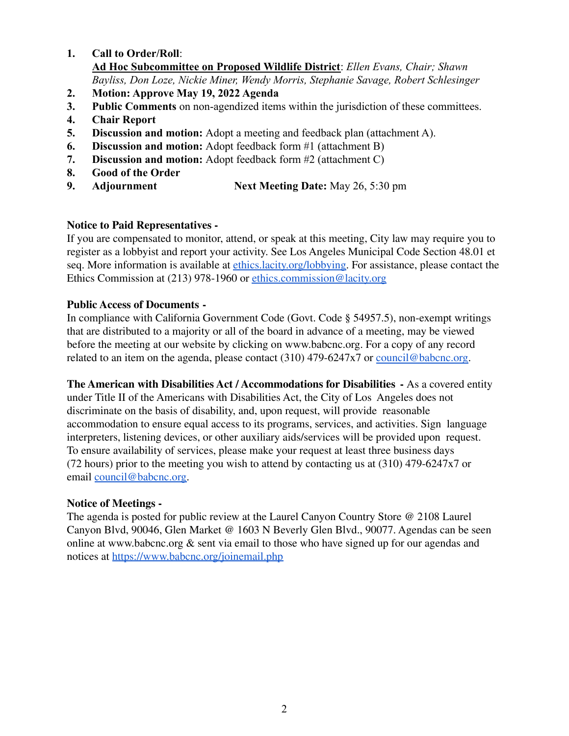1. **Call to Order/Roll**:
   **Ad Hoc Subcommittee on Proposed Wildlife District**: *Ellen Evans, Chair; Shawn Bayliss, Don Loze, Nickie Miner, Wendy Morris, Stephanie Savage, Robert Schlesinger*
2. **Motion: Approve May 19, 2022 Agenda**
3. **Public Comments** on non-agendized items within the jurisdiction of these committees.
4. **Chair Report**
5. **Discussion and motion:** Adopt a meeting and feedback plan (attachment A).
6. **Discussion and motion:** Adopt feedback form #1 (attachment B)
7. **Discussion and motion:** Adopt feedback form #2 (attachment C)
8. **Good of the Order**
9. **Adjournment** **Next Meeting Date:** May 26, 5:30 pm

**Notice to Paid Representatives -**
If you are compensated to monitor, attend, or speak at this meeting, City law may require you to register as a lobbyist and report your activity. See Los Angeles Municipal Code Section 48.01 et seq. More information is available at [ethics.lacity.org/lobbying](ethics.lacity.org/lobbying). For assistance, please contact the Ethics Commission at (213) 978-1960 or [ethics.commission@lacity.org](mailto:ethics.commission@lacity.org)

**Public Access of Documents -**
In compliance with California Government Code (Govt. Code § 54957.5), non-exempt writings that are distributed to a majority or all of the board in advance of a meeting, may be viewed before the meeting at our website by clicking on www.babcnc.org. For a copy of any record related to an item on the agenda, please contact (310) 479-6247x7 or [council@babcnc.org](mailto:council@babcnc.org).

**The American with Disabilities Act / Accommodations for Disabilities -** As a covered entity under Title II of the Americans with Disabilities Act, the City of Los Angeles does not discriminate on the basis of disability, and, upon request, will provide reasonable accommodation to ensure equal access to its programs, services, and activities. Sign language interpreters, listening devices, or other auxiliary aids/services will be provided upon request. To ensure availability of services, please make your request at least three business days (72 hours) prior to the meeting you wish to attend by contacting us at (310) 479-6247x7 or email [council@babcnc.org](mailto:council@babcnc.org).

**Notice of Meetings -**
The agenda is posted for public review at the Laurel Canyon Country Store @ 2108 Laurel Canyon Blvd, 90046, Glen Market @ 1603 N Beverly Glen Blvd., 90077. Agendas can be seen online at www.babcnc.org & sent via email to those who have signed up for our agendas and notices at [https://www.babcnc.org/joinemail.php](https://www.babcnc.org/joinemail.php)